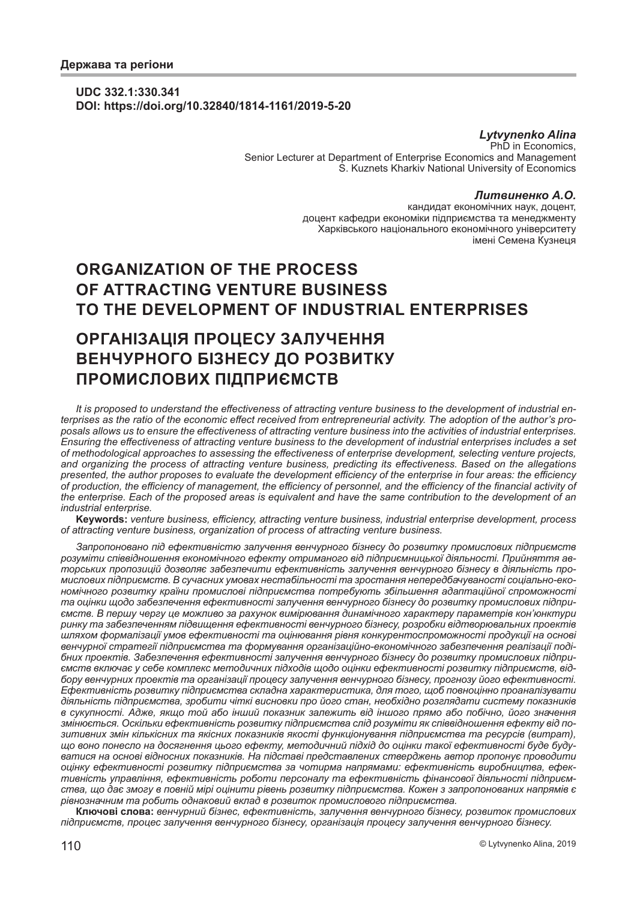**UDC 332.1:330.341**
**DOI: https://doi.org/10.32840/1814-1161/2019-5-20**

***Lytvynenko Alina***
PhD in Economics,
Senior Lecturer at Department of Enterprise Economics and Management
S. Kuznets Kharkiv National University of Economics

***Литвиненко А.О.***
кандидат економічних наук, доцент,
доцент кафедри економіки підприємства та менеджменту
Харківського національного економічного університету
імені Семена Кузнеця

# ORGANIZATION OF THE PROCESS OF ATTRACTING VENTURE BUSINESS TO THE DEVELOPMENT OF INDUSTRIAL ENTERPRISES

# ОРГАНІЗАЦІЯ ПРОЦЕСУ ЗАЛУЧЕННЯ ВЕНЧУРНОГО БІЗНЕСУ ДО РОЗВИТКУ ПРОМИСЛОВИХ ПІДПРИЄМСТВ

*It is proposed to understand the effectiveness of attracting venture business to the development of industrial enterprises as the ratio of the economic effect received from entrepreneurial activity. The adoption of the author's proposals allows us to ensure the effectiveness of attracting venture business into the activities of industrial enterprises. Ensuring the effectiveness of attracting venture business to the development of industrial enterprises includes a set of methodological approaches to assessing the effectiveness of enterprise development, selecting venture projects, and organizing the process of attracting venture business, predicting its effectiveness. Based on the allegations presented, the author proposes to evaluate the development efficiency of the enterprise in four areas: the efficiency of production, the efficiency of management, the efficiency of personnel, and the efficiency of the financial activity of the enterprise. Each of the proposed areas is equivalent and have the same contribution to the development of an industrial enterprise.*

**Keywords:** *venture business, efficiency, attracting venture business, industrial enterprise development, process of attracting venture business, organization of process of attracting venture business.*

*Запропоновано під ефективністю залучення венчурного бізнесу до розвитку промислових підприємств розуміти співвідношення економічного ефекту отриманого від підприємницької діяльності. Прийняття авторських пропозицій дозволяє забезпечити ефективність залучення венчурного бізнесу в діяльність промислових підприємств. В сучасних умовах нестабільності та зростання непередбачуваності соціально-економічного розвитку країни промислові підприємства потребують збільшення адаптаційної спроможності та оцінки щодо забезпечення ефективності залучення венчурного бізнесу до розвитку промислових підприємств. В першу чергу це можливо за рахунок вимірювання динамічного характеру параметрів кон'юнктури ринку та забезпеченням підвищення ефективності венчурного бізнесу, розробки відтворювальних проектів шляхом формалізації умов ефективності та оцінювання рівня конкурентоспроможності продукції на основі венчурної стратегії підприємства та формування організаційно-економічного забезпечення реалізації подібних проектів. Забезпечення ефективності залучення венчурного бізнесу до розвитку промислових підприємств включає у себе комплекс методичних підходів щодо оцінки ефективності розвитку підприємств, відбору венчурних проектів та організації процесу залучення венчурного бізнесу, прогнозу його ефективності. Ефективність розвитку підприємства складна характеристика, для того, щоб повноцінно проаналізувати діяльність підприємства, зробити чіткі висновки про його стан, необхідно розглядати систему показників в сукупності. Адже, якщо той або інший показник залежить від іншого прямо або побічно, його значення змінюється. Оскільки ефективність розвитку підприємства слід розуміти як співвідношення ефекту від позитивних змін кількісних та якісних показників якості функціонування підприємства та ресурсів (витрат), що воно понесло на досягнення цього ефекту, методичний підхід до оцінки такої ефективності буде будуватися на основі відносних показників. На підставі представлених стверджень автор пропонує проводити оцінку ефективності розвитку підприємства за чотирма напрямами: ефективність виробництва, ефективність управління, ефективність роботи персоналу та ефективність фінансової діяльності підприємства, що дає змогу в повній мірі оцінити рівень розвитку підприємства. Кожен з запропонованих напрямів є рівнозначним та робить однаковий вклад в розвиток промислового підприємства.*

**Ключові слова:** *венчурний бізнес, ефективність, залучення венчурного бізнесу, розвиток промислових підприємств, процес залучення венчурного бізнесу, організація процесу залучення венчурного бізнесу.*

© Lytvynenko Alina, 2019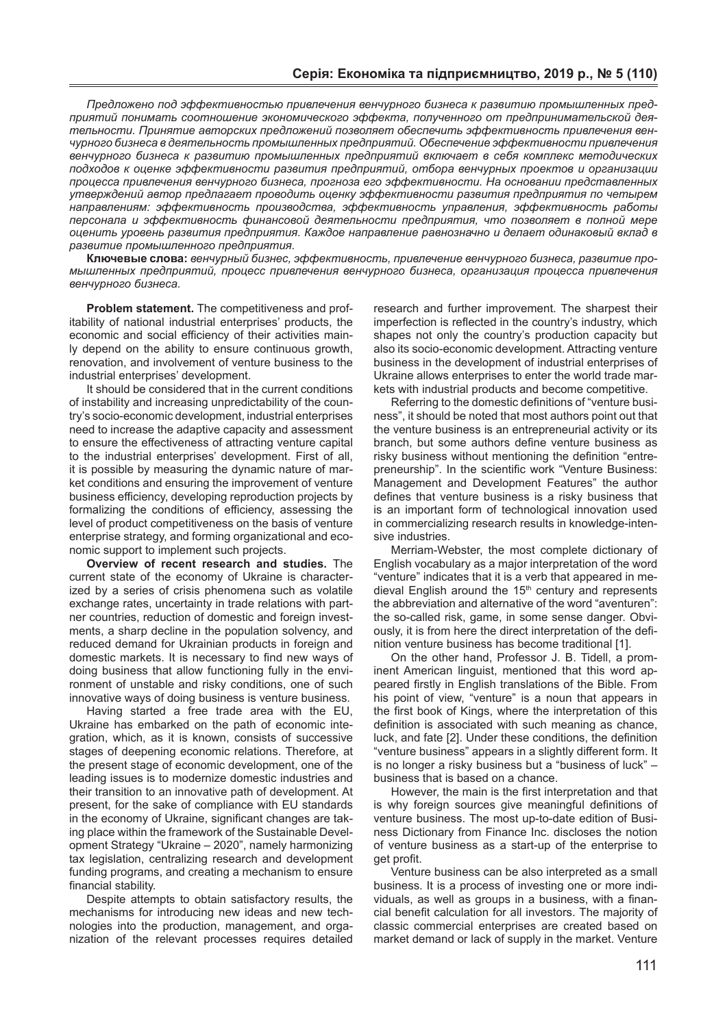*Предложено под эффективностью привлечения венчурного бизнеса к развитию промышленных предприятий понимать соотношение экономического эффекта, полученного от предпринимательской деятельности. Принятие авторских предложений позволяет обеспечить эффективность привлечения венчурного бизнеса в деятельность промышленных предприятий. Обеспечение эффективности привлечения венчурного бизнеса к развитию промышленных предприятий включает в себя комплекс методических подходов к оценке эффективности развития предприятий, отбора венчурных проектов и организации процесса привлечения венчурного бизнеса, прогноза его эффективности. На основании представленных утверждений автор предлагает проводить оценку эффективности развития предприятия по четырем направлениям: эффективность производства, эффективность управления, эффективность работы персонала и эффективность финансовой деятельности предприятия, что позволяет в полной мере оценить уровень развития предприятия. Каждое направление равнозначно и делает одинаковый вклад в развитие промышленного предприятия.*

**Ключевые слова:** *венчурный бизнес, эффективность, привлечение венчурного бизнеса, развитие промышленных предприятий, процесс привлечения венчурного бизнеса, организация процесса привлечения венчурного бизнеса.*

**Problem statement.** The competitiveness and profitability of national industrial enterprises' products, the economic and social efficiency of their activities mainly depend on the ability to ensure continuous growth, renovation, and involvement of venture business to the industrial enterprises' development.

It should be considered that in the current conditions of instability and increasing unpredictability of the country's socio-economic development, industrial enterprises need to increase the adaptive capacity and assessment to ensure the effectiveness of attracting venture capital to the industrial enterprises' development. First of all, it is possible by measuring the dynamic nature of market conditions and ensuring the improvement of venture business efficiency, developing reproduction projects by formalizing the conditions of efficiency, assessing the level of product competitiveness on the basis of venture enterprise strategy, and forming organizational and economic support to implement such projects.

**Overview of recent research and studies.** The current state of the economy of Ukraine is characterized by a series of crisis phenomena such as volatile exchange rates, uncertainty in trade relations with partner countries, reduction of domestic and foreign investments, a sharp decline in the population solvency, and reduced demand for Ukrainian products in foreign and domestic markets. It is necessary to find new ways of doing business that allow functioning fully in the environment of unstable and risky conditions, one of such innovative ways of doing business is venture business.

Having started a free trade area with the EU, Ukraine has embarked on the path of economic integration, which, as it is known, consists of successive stages of deepening economic relations. Therefore, at the present stage of economic development, one of the leading issues is to modernize domestic industries and their transition to an innovative path of development. At present, for the sake of compliance with EU standards in the economy of Ukraine, significant changes are taking place within the framework of the Sustainable Development Strategy "Ukraine – 2020", namely harmonizing tax legislation, centralizing research and development funding programs, and creating a mechanism to ensure financial stability.

Despite attempts to obtain satisfactory results, the mechanisms for introducing new ideas and new technologies into the production, management, and organization of the relevant processes requires detailed research and further improvement. The sharpest their imperfection is reflected in the country's industry, which shapes not only the country's production capacity but also its socio-economic development. Attracting venture business in the development of industrial enterprises of Ukraine allows enterprises to enter the world trade markets with industrial products and become competitive.

Referring to the domestic definitions of "venture business", it should be noted that most authors point out that the venture business is an entrepreneurial activity or its branch, but some authors define venture business as risky business without mentioning the definition "entrepreneurship". In the scientific work "Venture Business: Management and Development Features" the author defines that venture business is a risky business that is an important form of technological innovation used in commercializing research results in knowledge-intensive industries.

Merriam-Webster, the most complete dictionary of English vocabulary as a major interpretation of the word "venture" indicates that it is a verb that appeared in medieval English around the 15th century and represents the abbreviation and alternative of the word "aventuren": the so-called risk, game, in some sense danger. Obviously, it is from here the direct interpretation of the definition venture business has become traditional [1].

On the other hand, Professor J. B. Tidell, a prominent American linguist, mentioned that this word appeared firstly in English translations of the Bible. From his point of view, "venture" is a noun that appears in the first book of Kings, where the interpretation of this definition is associated with such meaning as chance, luck, and fate [2]. Under these conditions, the definition "venture business" appears in a slightly different form. It is no longer a risky business but a "business of luck" – business that is based on a chance.

However, the main is the first interpretation and that is why foreign sources give meaningful definitions of venture business. The most up-to-date edition of Business Dictionary from Finance Inc. discloses the notion of venture business as a start-up of the enterprise to get profit.

Venture business can be also interpreted as a small business. It is a process of investing one or more individuals, as well as groups in a business, with a financial benefit calculation for all investors. The majority of classic commercial enterprises are created based on market demand or lack of supply in the market. Venture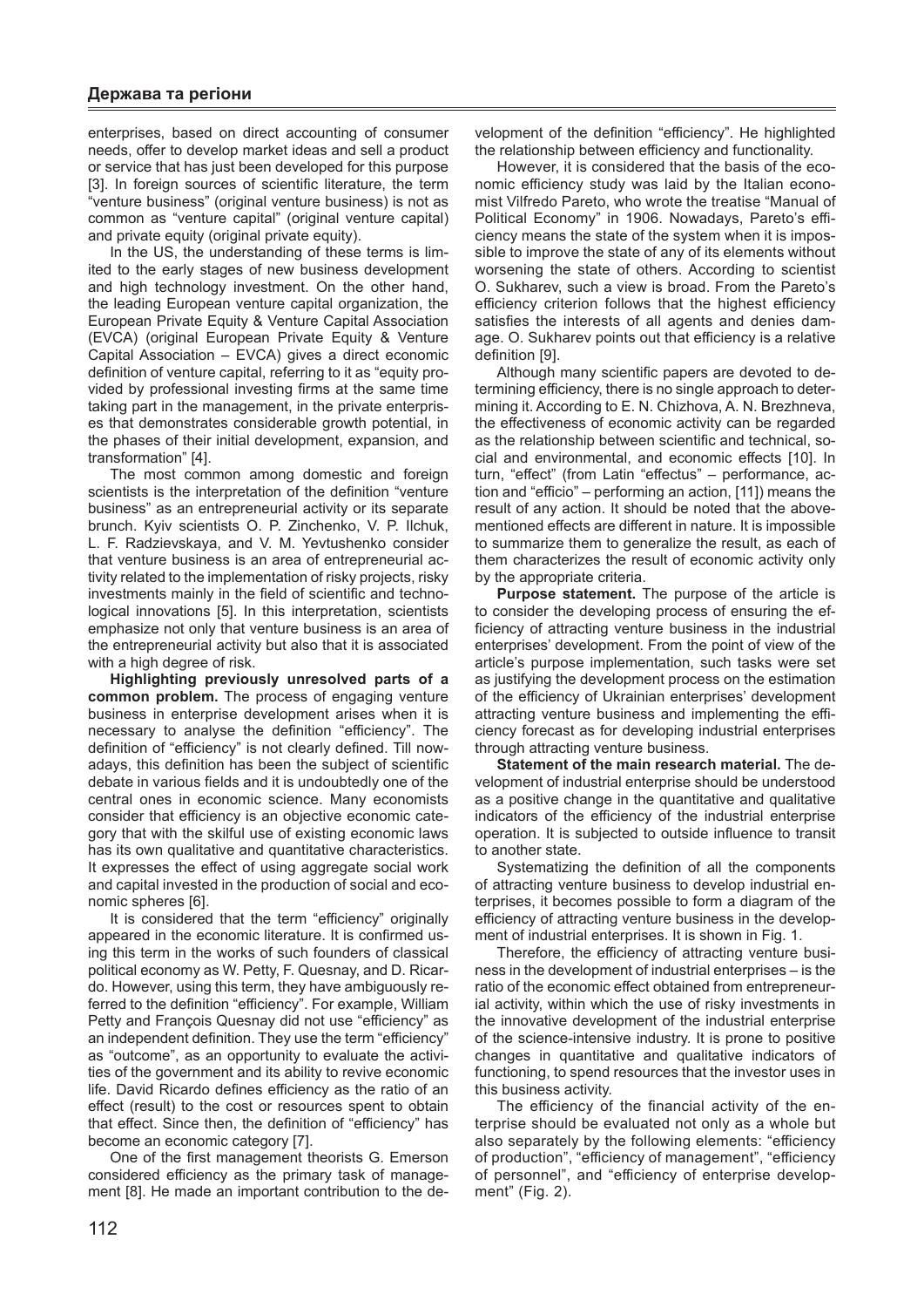enterprises, based on direct accounting of consumer needs, offer to develop market ideas and sell a product or service that has just been developed for this purpose [3]. In foreign sources of scientific literature, the term "venture business" (original venture business) is not as common as "venture capital" (original venture capital) and private equity (original private equity).

In the US, the understanding of these terms is limited to the early stages of new business development and high technology investment. On the other hand, the leading European venture capital organization, the European Private Equity & Venture Capital Association (EVCA) (original European Private Equity & Venture Capital Association – EVCA) gives a direct economic definition of venture capital, referring to it as "equity provided by professional investing firms at the same time taking part in the management, in the private enterprises that demonstrates considerable growth potential, in the phases of their initial development, expansion, and transformation" [4].

The most common among domestic and foreign scientists is the interpretation of the definition "venture business" as an entrepreneurial activity or its separate brunch. Kyiv scientists O. P. Zinchenko, V. P. Ilchuk, L. F. Radzievskaya, and V. M. Yevtushenko consider that venture business is an area of entrepreneurial activity related to the implementation of risky projects, risky investments mainly in the field of scientific and technological innovations [5]. In this interpretation, scientists emphasize not only that venture business is an area of the entrepreneurial activity but also that it is associated with a high degree of risk.

**Highlighting previously unresolved parts of a common problem.** The process of engaging venture business in enterprise development arises when it is necessary to analyse the definition "efficiency". The definition of "efficiency" is not clearly defined. Till nowadays, this definition has been the subject of scientific debate in various fields and it is undoubtedly one of the central ones in economic science. Many economists consider that efficiency is an objective economic category that with the skilful use of existing economic laws has its own qualitative and quantitative characteristics. It expresses the effect of using aggregate social work and capital invested in the production of social and economic spheres [6].

It is considered that the term "efficiency" originally appeared in the economic literature. It is confirmed using this term in the works of such founders of classical political economy as W. Petty, F. Quesnay, and D. Ricardo. However, using this term, they have ambiguously referred to the definition "efficiency". For example, William Petty and François Quesnay did not use "efficiency" as an independent definition. They use the term "efficiency" as "outcome", as an opportunity to evaluate the activities of the government and its ability to revive economic life. David Ricardo defines efficiency as the ratio of an effect (result) to the cost or resources spent to obtain that effect. Since then, the definition of "efficiency" has become an economic category [7].

One of the first management theorists G. Emerson considered efficiency as the primary task of management [8]. He made an important contribution to the development of the definition "efficiency". He highlighted the relationship between efficiency and functionality.

However, it is considered that the basis of the economic efficiency study was laid by the Italian economist Vilfredo Pareto, who wrote the treatise "Manual of Political Economy" in 1906. Nowadays, Pareto's efficiency means the state of the system when it is impossible to improve the state of any of its elements without worsening the state of others. According to scientist O. Sukharev, such a view is broad. From the Pareto's efficiency criterion follows that the highest efficiency satisfies the interests of all agents and denies damage. O. Sukharev points out that efficiency is a relative definition [9].

Although many scientific papers are devoted to determining efficiency, there is no single approach to determining it. According to E. N. Chizhova, A. N. Brezhneva, the effectiveness of economic activity can be regarded as the relationship between scientific and technical, social and environmental, and economic effects [10]. In turn, "effect" (from Latin "effectus" – performance, action and "efficio" – performing an action, [11]) means the result of any action. It should be noted that the above-mentioned effects are different in nature. It is impossible to summarize them to generalize the result, as each of them characterizes the result of economic activity only by the appropriate criteria.

**Purpose statement.** The purpose of the article is to consider the developing process of ensuring the efficiency of attracting venture business in the industrial enterprises' development. From the point of view of the article's purpose implementation, such tasks were set as justifying the development process on the estimation of the efficiency of Ukrainian enterprises' development attracting venture business and implementing the efficiency forecast as for developing industrial enterprises through attracting venture business.

**Statement of the main research material.** The development of industrial enterprise should be understood as a positive change in the quantitative and qualitative indicators of the efficiency of the industrial enterprise operation. It is subjected to outside influence to transit to another state.

Systematizing the definition of all the components of attracting venture business to develop industrial enterprises, it becomes possible to form a diagram of the efficiency of attracting venture business in the development of industrial enterprises. It is shown in Fig. 1.

Therefore, the efficiency of attracting venture business in the development of industrial enterprises – is the ratio of the economic effect obtained from entrepreneurial activity, within which the use of risky investments in the innovative development of the industrial enterprise of the science-intensive industry. It is prone to positive changes in quantitative and qualitative indicators of functioning, to spend resources that the investor uses in this business activity.

The efficiency of the financial activity of the enterprise should be evaluated not only as a whole but also separately by the following elements: "efficiency of production", "efficiency of management", "efficiency of personnel", and "efficiency of enterprise development" (Fig. 2).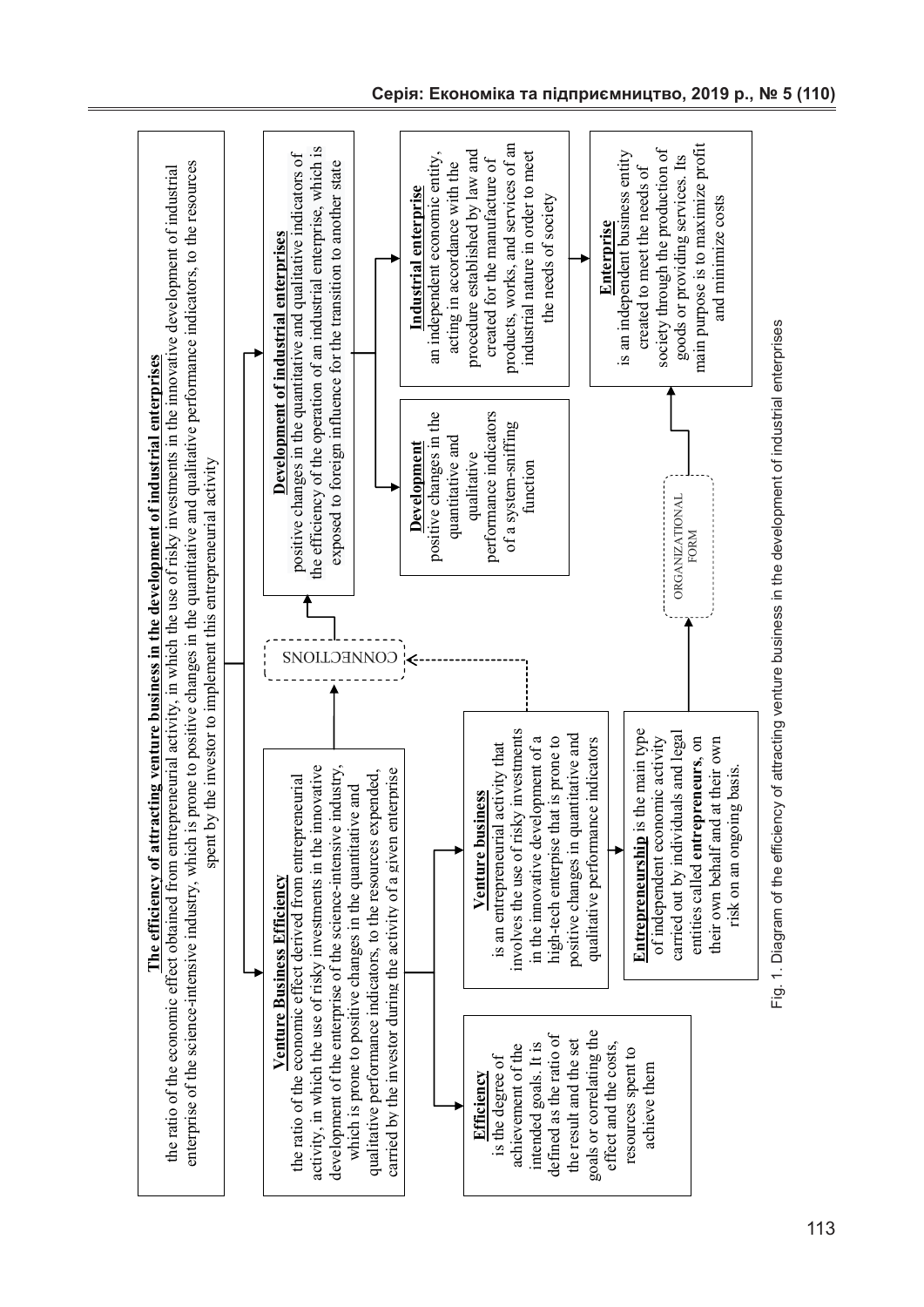**The efficiency of attracting venture business in the development of industrial enterprises**
the ratio of the economic effect obtained from entrepreneurial activity, in which the use of risky investments in the innovative development of industrial enterprise of the science-intensive industry, which is prone to positive changes in the quantitative and qualitative performance indicators, to the resources spent by the investor to implement this entrepreneurial activity

**Venture Business Efficiency**
the ratio of the economic effect derived from entrepreneurial activity, in which the use of risky investments in the innovative development of the enterprise of the science-intensive industry, which is prone to positive changes in the quantitative and qualitative performance indicators, to the resources expended, carried by the investor during the activity of a given enterprise

**Development of industrial enterprises**
positive changes in the quantitative and qualitative indicators of the efficiency of the operation of an industrial enterprise, which is exposed to foreign influence for the transition to another state

CONNECTIONS

**Efficiency**
is the degree of achievement of the intended goals. It is defined as the ratio of the result and the set goals or correlating the effect and the costs, resources spent to achieve them

**Venture business**
is an entrepreneurial activity that involves the use of risky investments in the innovative development of a high-tech enterprise that is prone to positive changes in quantitative and qualitative performance indicators

**Entrepreneurship** is the main type of independent economic activity carried out by individuals and legal entities called **entrepreneurs**, on their own behalf and at their own risk on an ongoing basis.

**Development**
positive changes in the quantitative and qualitative performance indicators of a system-sniffing function

**Industrial enterprise**
an independent economic entity, acting in accordance with the procedure established by law and created for the manufacture of products, works, and services of an industrial nature in order to meet the needs of society

ORGANIZATIONAL FORM

**Enterprise**
is an independent business entity created to meet the needs of society through the production of goods or providing services. Its main purpose is to maximize profit and minimize costs

Fig. 1. Diagram of the efficiency of attracting venture business in the development of industrial enterprises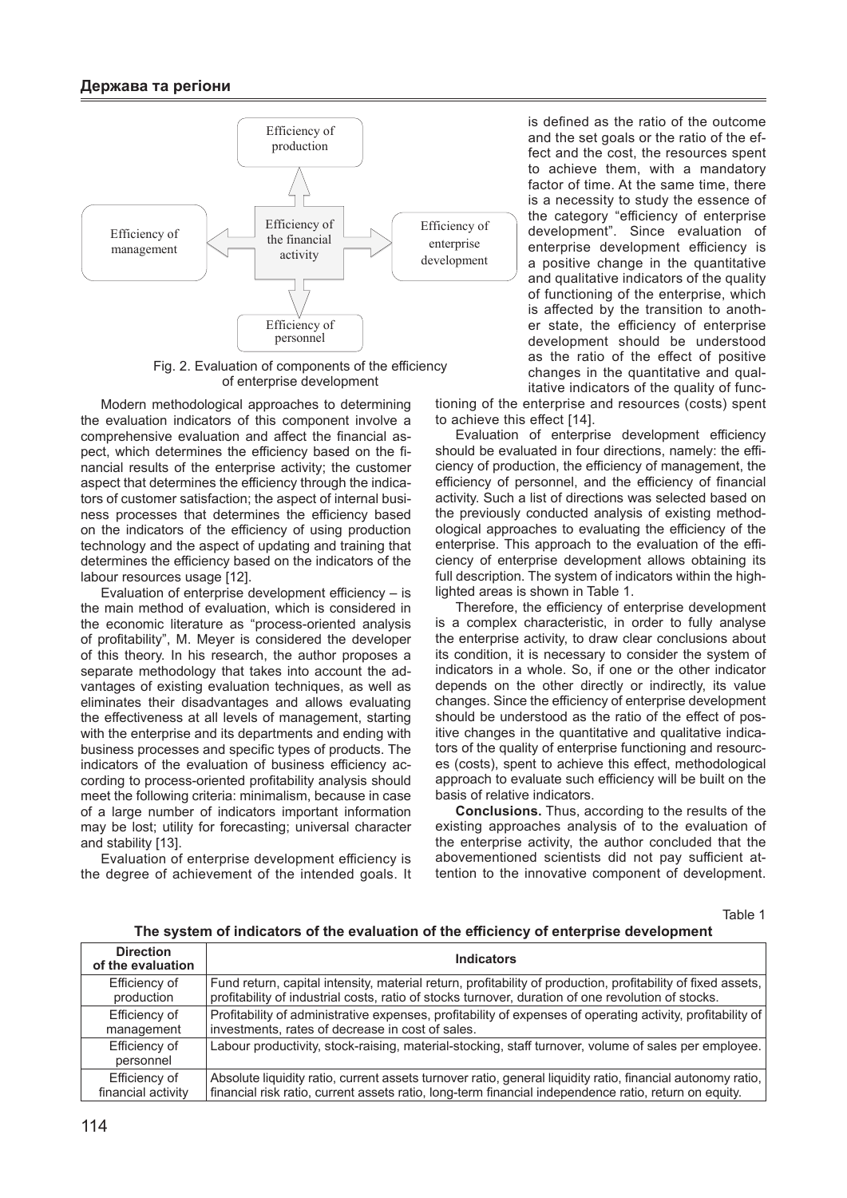Efficiency of production

Efficiency of management

Efficiency of the financial activity

Efficiency of enterprise development

Efficiency of personnel

Fig. 2. Evaluation of components of the efficiency of enterprise development

Modern methodological approaches to determining the evaluation indicators of this component involve a comprehensive evaluation and affect the financial aspect, which determines the efficiency based on the financial results of the enterprise activity; the customer aspect that determines the efficiency through the indicators of customer satisfaction; the aspect of internal business processes that determines the efficiency based on the indicators of the efficiency of using production technology and the aspect of updating and training that determines the efficiency based on the indicators of the labour resources usage [12].

Evaluation of enterprise development efficiency – is the main method of evaluation, which is considered in the economic literature as "process-oriented analysis of profitability", M. Meyer is considered the developer of this theory. In his research, the author proposes a separate methodology that takes into account the advantages of existing evaluation techniques, as well as eliminates their disadvantages and allows evaluating the effectiveness at all levels of management, starting with the enterprise and its departments and ending with business processes and specific types of products. The indicators of the evaluation of business efficiency according to process-oriented profitability analysis should meet the following criteria: minimalism, because in case of a large number of indicators important information may be lost; utility for forecasting; universal character and stability [13].

Evaluation of enterprise development efficiency is the degree of achievement of the intended goals. It is defined as the ratio of the outcome and the set goals or the ratio of the effect and the cost, the resources spent to achieve them, with a mandatory factor of time. At the same time, there is a necessity to study the essence of the category "efficiency of enterprise development". Since evaluation of enterprise development efficiency is a positive change in the quantitative and qualitative indicators of the quality of functioning of the enterprise, which is affected by the transition to another state, the efficiency of enterprise development should be understood as the ratio of the effect of positive changes in the quantitative and qualitative indicators of the quality of functioning of the enterprise and resources (costs) spent to achieve this effect [14].

Evaluation of enterprise development efficiency should be evaluated in four directions, namely: the efficiency of production, the efficiency of management, the efficiency of personnel, and the efficiency of financial activity. Such a list of directions was selected based on the previously conducted analysis of existing methodological approaches to evaluating the efficiency of the enterprise. This approach to the evaluation of the efficiency of enterprise development allows obtaining its full description. The system of indicators within the highlighted areas is shown in Table 1.

Therefore, the efficiency of enterprise development is a complex characteristic, in order to fully analyse the enterprise activity, to draw clear conclusions about its condition, it is necessary to consider the system of indicators in a whole. So, if one or the other indicator depends on the other directly or indirectly, its value changes. Since the efficiency of enterprise development should be understood as the ratio of the effect of positive changes in the quantitative and qualitative indicators of the quality of enterprise functioning and resources (costs), spent to achieve this effect, methodological approach to evaluate such efficiency will be built on the basis of relative indicators.

**Conclusions.** Thus, according to the results of the existing approaches analysis of to the evaluation of the enterprise activity, the author concluded that the abovementioned scientists did not pay sufficient attention to the innovative component of development.

Table 1

**The system of indicators of the evaluation of the efficiency of enterprise development**

| Direction of the evaluation | Indicators |
|---|---|
| Efficiency of production | Fund return, capital intensity, material return, profitability of production, profitability of fixed assets, profitability of industrial costs, ratio of stocks turnover, duration of one revolution of stocks. |
| Efficiency of management | Profitability of administrative expenses, profitability of expenses of operating activity, profitability of investments, rates of decrease in cost of sales. |
| Efficiency of personnel | Labour productivity, stock-raising, material-stocking, staff turnover, volume of sales per employee. |
| Efficiency of financial activity | Absolute liquidity ratio, current assets turnover ratio, general liquidity ratio, financial autonomy ratio, financial risk ratio, current assets ratio, long-term financial independence ratio, return on equity. |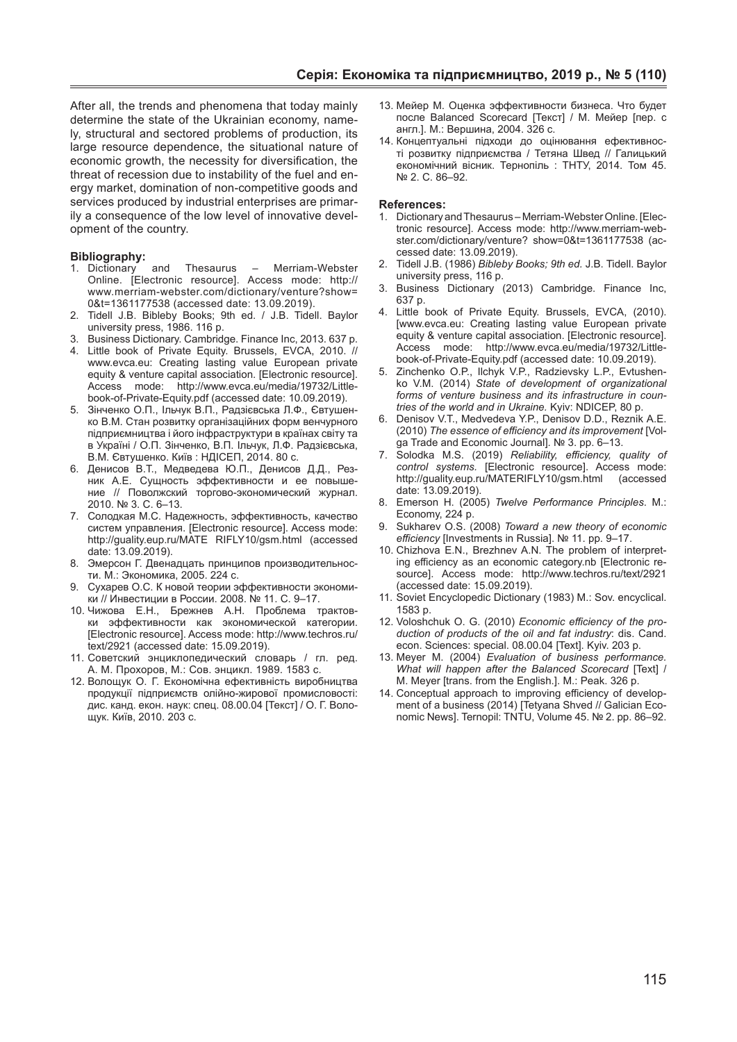After all, the trends and phenomena that today mainly determine the state of the Ukrainian economy, namely, structural and sectored problems of production, its large resource dependence, the situational nature of economic growth, the necessity for diversification, the threat of recession due to instability of the fuel and energy market, domination of non-competitive goods and services produced by industrial enterprises are primarily a consequence of the low level of innovative development of the country.

**Bibliography:**

1. Dictionary and Thesaurus – Merriam-Webster Online. [Electronic resource]. Access mode: http://www.merriam-webster.com/dictionary/venture?show=0&t=1361177538 (accessed date: 13.09.2019).
2. Tidell J.B. Bibleby Books; 9th ed. / J.B. Tidell. Baylor university press, 1986. 116 p.
3. Business Dictionary. Cambridge. Finance Inc, 2013. 637 p.
4. Little book of Private Equity. Brussels, EVCA, 2010. // www.evca.eu: Creating lasting value European private equity & venture capital association. [Electronic resource]. Access mode: http://www.evca.eu/media/19732/Little-book-of-Private-Equity.pdf (accessed date: 10.09.2019).
5. Зінченко О.П., Ільчук В.П., Радзієвська Л.Ф., Євтушенко В.М. Стан розвитку організаційних форм венчурного підприємництва і його інфраструктури в країнах світу та в Україні / О.П. Зінченко, В.П. Ільчук, Л.Ф. Радзієвська, В.М. Євтушенко. Київ : НДІСЕП, 2014. 80 с.
6. Денисов В.Т., Медведева Ю.П., Денисов Д.Д., Резник А.Е. Сущность эффективности и ее повышение // Поволжский торгово-экономический журнал. 2010. № 3. С. 6–13.
7. Солодкая М.С. Надежность, эффективность, качество систем управления. [Electronic resource]. Access mode: http://guality.eup.ru/MATE RIFLY10/gsm.html (accessed date: 13.09.2019).
8. Эмерсон Г. Двенадцать принципов производительности. М.: Экономика, 2005. 224 с.
9. Сухарев О.С. К новой теории эффективности экономики // Инвестиции в России. 2008. № 11. С. 9–17.
10. Чижова Е.Н., Брежнев А.Н. Проблема трактовки эффективности как экономической категории. [Electronic resource]. Access mode: http://www.techros.ru/text/2921 (accessed date: 15.09.2019).
11. Советский энциклопедический словарь / гл. ред. А. М. Прохоров, М.: Сов. энцикл. 1989. 1583 с.
12. Волощук О. Г. Економічна ефективність виробництва продукції підприємств олійно-жирової промисловості: дис. канд. екон. наук: спец. 08.00.04 [Текст] / О. Г. Волощук. Київ, 2010. 203 с.
13. Мейер М. Оценка эффективности бизнеса. Что будет после Balanced Scorecard [Текст] / М. Мейер [пер. с англ.]. М.: Вершина, 2004. 326 с.
14. Концептуальні підходи до оцінювання ефективності розвитку підприємства / Тетяна Швед // Галицький економічний вісник. Тернопіль : ТНТУ, 2014. Том 45. № 2. С. 86–92.

**References:**

1. Dictionary and Thesaurus – Merriam-Webster Online. [Electronic resource]. Access mode: http://www.merriam-webster.com/dictionary/venture? show=0&t=1361177538 (accessed date: 13.09.2019).
2. Tidell J.B. (1986) *Bibleby Books; 9th ed.* J.B. Tidell. Baylor university press, 116 p.
3. Business Dictionary (2013) Cambridge. Finance Inc, 637 p.
4. Little book of Private Equity. Brussels, EVCA, (2010). [www.evca.eu: Creating lasting value European private equity & venture capital association. [Electronic resource]. Access mode: http://www.evca.eu/media/19732/Little-book-of-Private-Equity.pdf (accessed date: 10.09.2019).
5. Zinchenko O.P., Ilchyk V.P., Radzievsky L.P., Evtushenko V.M. (2014) *State of development of organizational forms of venture business and its infrastructure in countries of the world and in Ukraine.* Kyiv: NDICEP, 80 p.
6. Denisov V.T., Medvedeva Y.P., Denisov D.D., Reznik A.E. (2010) *The essence of efficiency and its improvement* [Volga Trade and Economic Journal]. № 3. pp. 6–13.
7. Solodka M.S. (2019) *Reliability, efficiency, quality of control systems.* [Electronic resource]. Access mode: http://guality.eup.ru/MATERIFLY10/gsm.html (accessed date: 13.09.2019).
8. Emerson H. (2005) *Twelve Performance Principles*. M.: Economy, 224 p.
9. Sukharev O.S. (2008) *Toward a new theory of economic efficiency* [Investments in Russia]. № 11. pp. 9–17.
10. Chizhova E.N., Brezhnev A.N. The problem of interpreting efficiency as an economic category.nb [Electronic resource]. Access mode: http://www.techros.ru/text/2921 (accessed date: 15.09.2019).
11. Soviet Encyclopedic Dictionary (1983) M.: Sov. encyclical. 1583 p.
12. Voloshchuk O. G. (2010) *Economic efficiency of the production of products of the oil and fat industry*: dis. Cand. econ. Sciences: special. 08.00.04 [Text]. Kyiv. 203 p.
13. Meyer M. (2004) *Evaluation of business performance. What will happen after the Balanced Scorecard* [Text] / M. Meyer [trans. from the English.]. M.: Peak. 326 p.
14. Conceptual approach to improving efficiency of development of a business (2014) [Tetyana Shved // Galician Economic News]. Ternopil: TNTU, Volume 45. № 2. pp. 86–92.